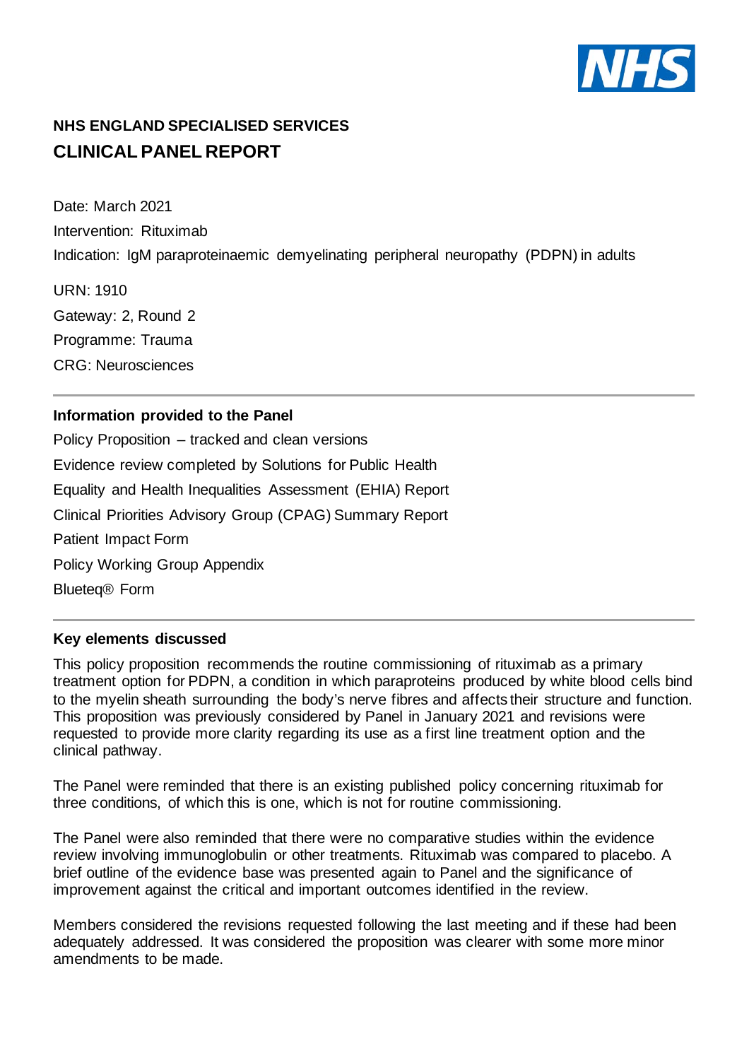## NHS ENGLAND SPECIALISED SERVICES

# CLINICAL PANEL REPORT

Date: March 2021

Intervention: Rituximab

Indication: IgM paraproteinaemic demyelinating peripheral neuropathy (PDPN) in adults

URN: 1910

Gateway: 2, Round 2

Programme: Trauma

CRG: Neurosciences

---

### Information provided to the Panel

Policy Proposition – tracked and clean versions

Evidence review completed by Solutions for Public Health

Equality and Health Inequalities Assessment (EHIA) Report

Clinical Priorities Advisory Group (CPAG) Summary Report

Patient Impact Form

Policy Working Group Appendix

Blueteq® Form

---

### Key elements discussed

This policy proposition recommends the routine commissioning of rituximab as a primary treatment option for PDPN, a condition in which paraproteins produced by white blood cells bind to the myelin sheath surrounding the body's nerve fibres and affects their structure and function. This proposition was previously considered by Panel in January 2021 and revisions were requested to provide more clarity regarding its use as a first line treatment option and the clinical pathway.

The Panel were reminded that there is an existing published policy concerning rituximab for three conditions, of which this is one, which is not for routine commissioning.

The Panel were also reminded that there were no comparative studies within the evidence review involving immunoglobulin or other treatments. Rituximab was compared to placebo. A brief outline of the evidence base was presented again to Panel and the significance of improvement against the critical and important outcomes identified in the review.

Members considered the revisions requested following the last meeting and if these had been adequately addressed. It was considered the proposition was clearer with some more minor amendments to be made.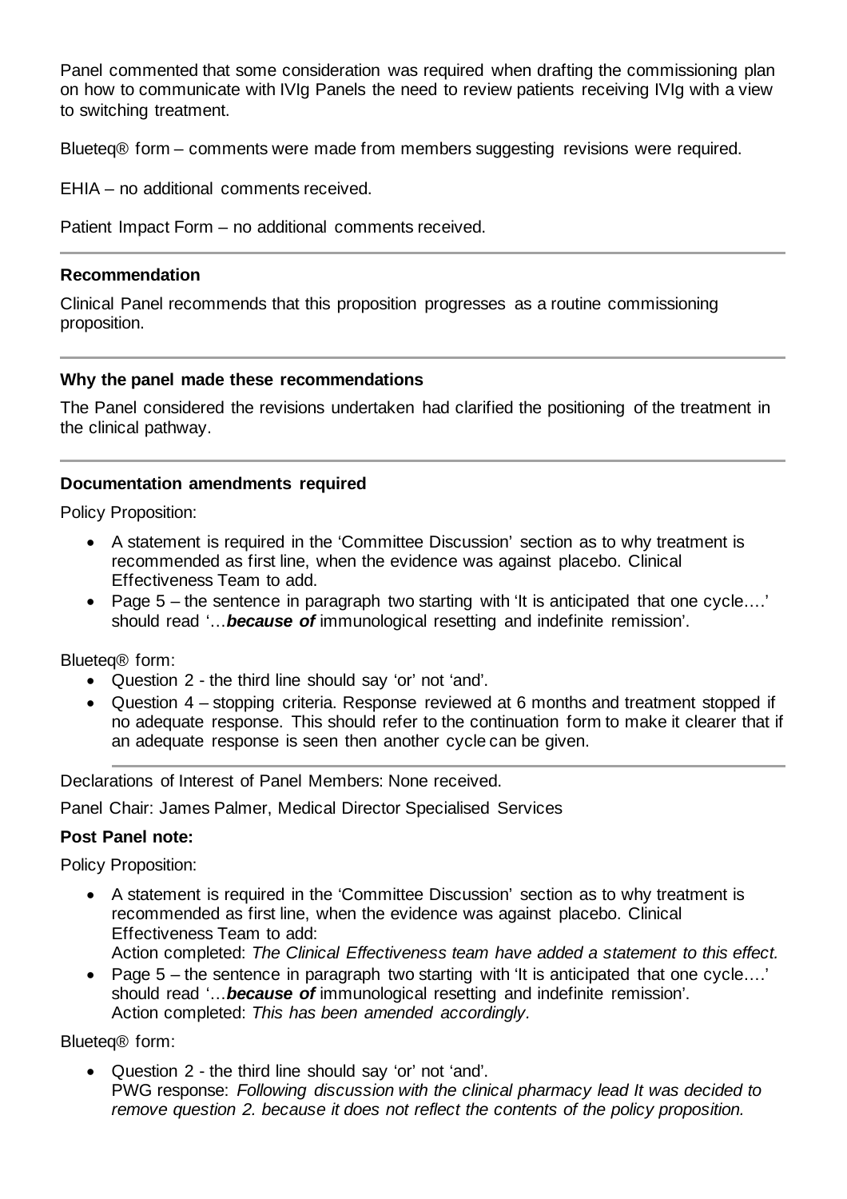Panel commented that some consideration was required when drafting the commissioning plan on how to communicate with IVIg Panels the need to review patients receiving IVIg with a view to switching treatment.

Blueteq® form – comments were made from members suggesting revisions were required.

EHIA – no additional comments received.

Patient Impact Form – no additional comments received.

---

**Recommendation**

Clinical Panel recommends that this proposition progresses as a routine commissioning proposition.

---

**Why the panel made these recommendations**

The Panel considered the revisions undertaken had clarified the positioning of the treatment in the clinical pathway.

---

**Documentation amendments required**

Policy Proposition:

- A statement is required in the 'Committee Discussion' section as to why treatment is recommended as first line, when the evidence was against placebo. Clinical Effectiveness Team to add.
- Page 5 – the sentence in paragraph two starting with 'It is anticipated that one cycle….' should read '…***because of*** immunological resetting and indefinite remission'.

Blueteq® form:

- Question 2 - the third line should say 'or' not 'and'.
- Question 4 – stopping criteria. Response reviewed at 6 months and treatment stopped if no adequate response. This should refer to the continuation form to make it clearer that if an adequate response is seen then another cycle can be given.

---

Declarations of Interest of Panel Members: None received.

Panel Chair: James Palmer, Medical Director Specialised Services

**Post Panel note:**

Policy Proposition:

- A statement is required in the 'Committee Discussion' section as to why treatment is recommended as first line, when the evidence was against placebo. Clinical Effectiveness Team to add:
  Action completed: *The Clinical Effectiveness team have added a statement to this effect.*
- Page 5 – the sentence in paragraph two starting with 'It is anticipated that one cycle….' should read '…***because of*** immunological resetting and indefinite remission'.
  Action completed: *This has been amended accordingly.*

Blueteq® form:

- Question 2 - the third line should say 'or' not 'and'.
  PWG response: *Following discussion with the clinical pharmacy lead It was decided to remove question 2. because it does not reflect the contents of the policy proposition.*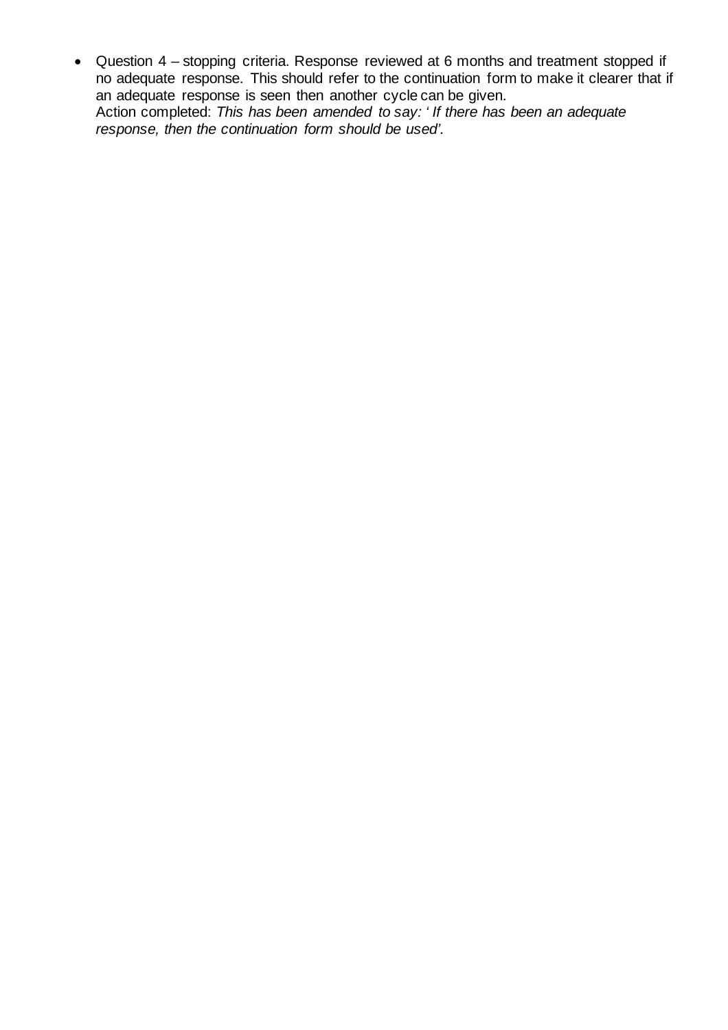- Question 4 – stopping criteria. Response reviewed at 6 months and treatment stopped if no adequate response. This should refer to the continuation form to make it clearer that if an adequate response is seen then another cycle can be given.
  Action completed: *This has been amended to say: ' If there has been an adequate response, then the continuation form should be used'.*